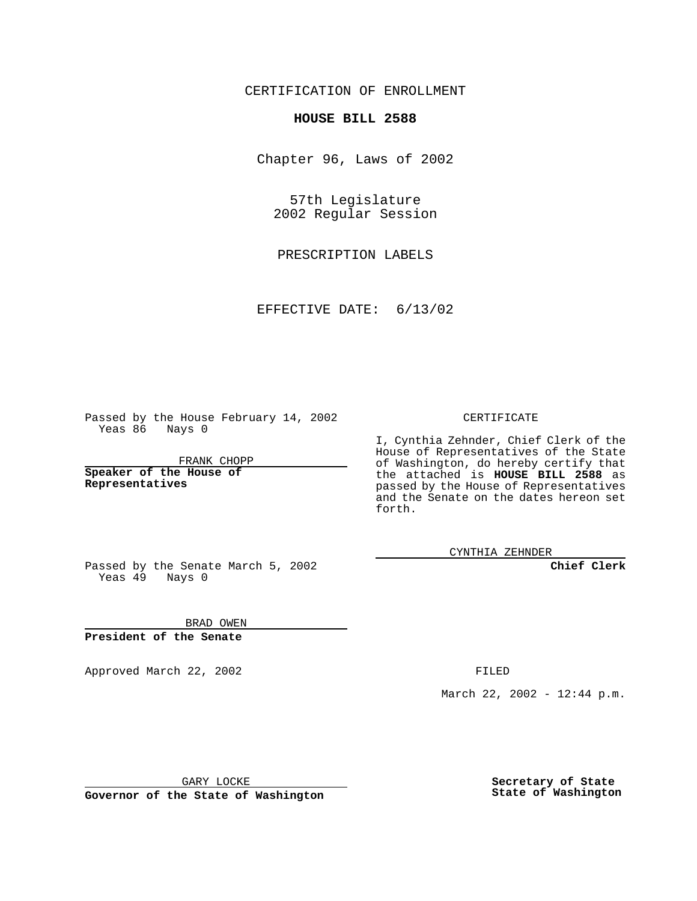CERTIFICATION OF ENROLLMENT

**HOUSE BILL 2588**

Chapter 96, Laws of 2002

57th Legislature
2002 Regular Session

PRESCRIPTION LABELS

EFFECTIVE DATE: 6/13/02

Passed by the House February 14, 2002
Yeas 86 Nays 0

FRANK CHOPP

**Speaker of the House of Representatives**

Passed by the Senate March 5, 2002
Yeas 49 Nays 0

BRAD OWEN

**President of the Senate**

Approved March 22, 2002

GARY LOCKE

**Governor of the State of Washington**

CERTIFICATE

I, Cynthia Zehnder, Chief Clerk of the House of Representatives of the State of Washington, do hereby certify that the attached is **HOUSE BILL 2588** as passed by the House of Representatives and the Senate on the dates hereon set forth.

CYNTHIA ZEHNDER

**Chief Clerk**

FILED

March 22, 2002 - 12:44 p.m.

**Secretary of State**
**State of Washington**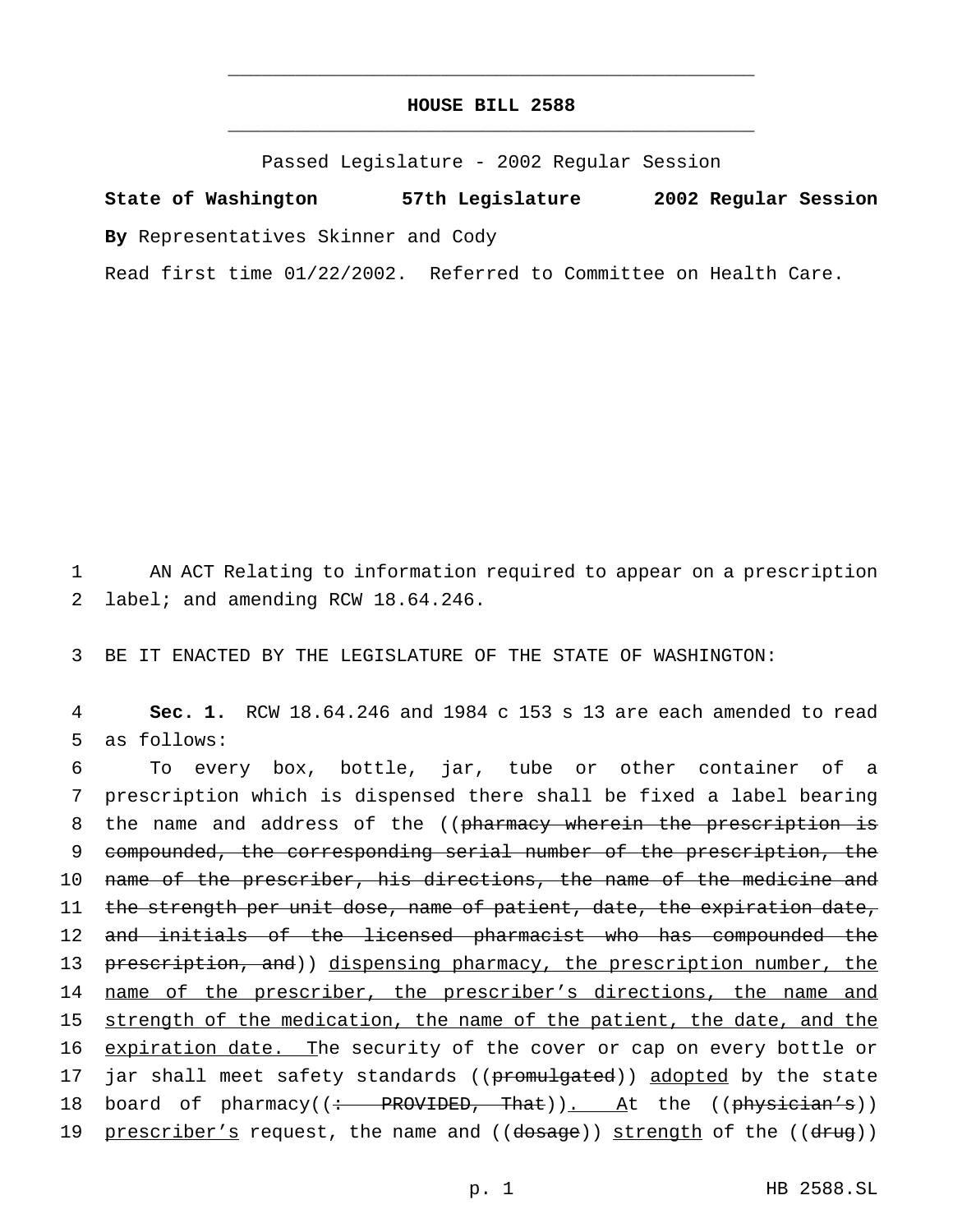# HOUSE BILL 2588

Passed Legislature - 2002 Regular Session

**State of Washington 57th Legislature 2002 Regular Session**

**By** Representatives Skinner and Cody

Read first time 01/22/2002. Referred to Committee on Health Care.

1 AN ACT Relating to information required to appear on a prescription
2 label; and amending RCW 18.64.246.

3 BE IT ENACTED BY THE LEGISLATURE OF THE STATE OF WASHINGTON:

4 **Sec. 1.** RCW 18.64.246 and 1984 c 153 s 13 are each amended to read
5 as follows:

6 To every box, bottle, jar, tube or other container of a
7 prescription which is dispensed there shall be fixed a label bearing
8 the name and address of the ((~~pharmacy wherein the prescription is~~
9 ~~compounded, the corresponding serial number of the prescription, the~~
10 ~~name of the prescriber, his directions, the name of the medicine and~~
11 ~~the strength per unit dose, name of patient, date, the expiration date,~~
12 ~~and initials of the licensed pharmacist who has compounded the~~
13 ~~prescription, and~~)) <u>dispensing pharmacy, the prescription number, the</u>
14 <u>name of the prescriber, the prescriber's directions, the name and</u>
15 <u>strength of the medication, the name of the patient, the date, and the</u>
16 <u>expiration date. T</u>he security of the cover or cap on every bottle or
17 jar shall meet safety standards ((~~promulgated~~)) <u>adopted</u> by the state
18 board of pharmacy((~~: PROVIDED, That~~))<u>. A</u>t the ((~~physician's~~))
19 <u>prescriber's</u> request, the name and ((~~dosage~~)) <u>strength</u> of the ((~~drug~~))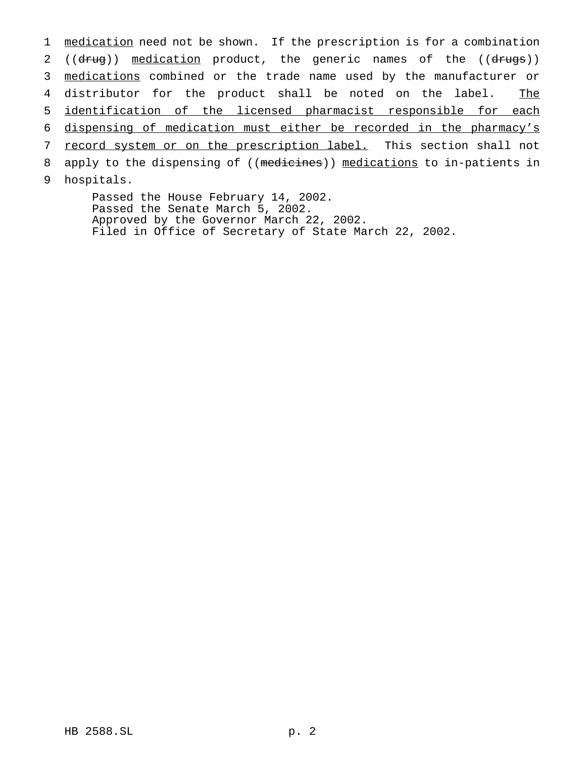medication need not be shown. If the prescription is for a combination ((~~drug~~)) medication product, the generic names of the ((~~drugs~~)) medications combined or the trade name used by the manufacturer or distributor for the product shall be noted on the label. The identification of the licensed pharmacist responsible for each dispensing of medication must either be recorded in the pharmacy's record system or on the prescription label. This section shall not apply to the dispensing of ((~~medicines~~)) medications to in-patients in hospitals.

Passed the House February 14, 2002.
Passed the Senate March 5, 2002.
Approved by the Governor March 22, 2002.
Filed in Office of Secretary of State March 22, 2002.